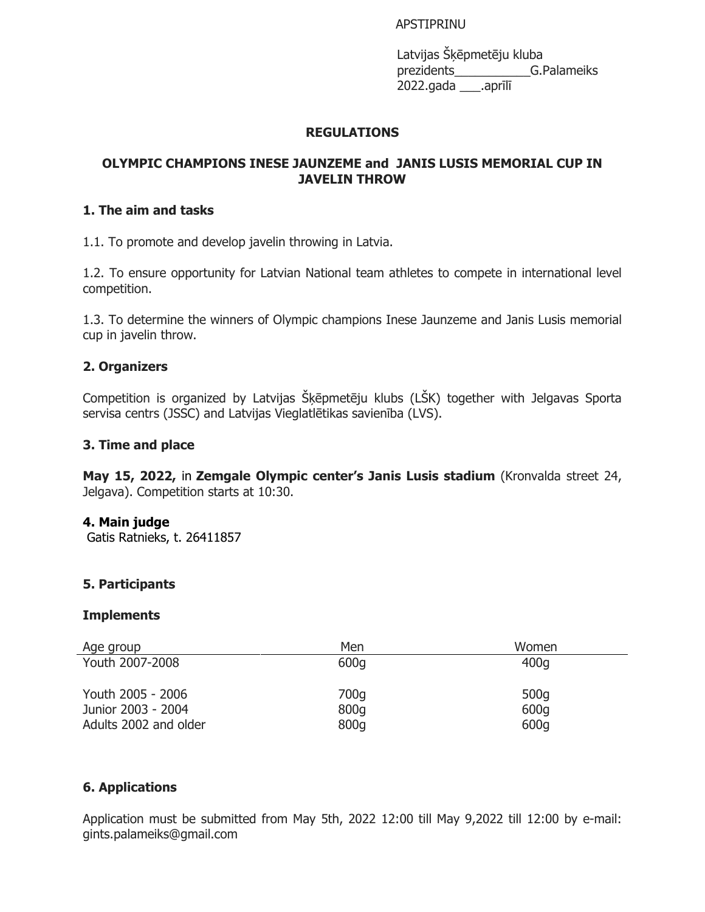APSTIPRINU

Latvijas Šķēpmetēju kluba
prezidents___________G.Palameiks
2022.gada ___.aprīlī

# REGULATIONS

## OLYMPIC CHAMPIONS INESE JAUNZEME and JANIS LUSIS MEMORIAL CUP IN JAVELIN THROW

### 1. The aim and tasks

1.1. To promote and develop javelin throwing in Latvia.

1.2. To ensure opportunity for Latvian National team athletes to compete in international level competition.

1.3. To determine the winners of Olympic champions Inese Jaunzeme and Janis Lusis memorial cup in javelin throw.

### 2. Organizers

Competition is organized by Latvijas Šķēpmetēju klubs (LŠK) together with Jelgavas Sporta servisa centrs (JSSC) and Latvijas Vieglatlētikas savienība (LVS).

### 3. Time and place

**May 15, 2022,** in **Zemgale Olympic center's Janis Lusis stadium** (Kronvalda street 24, Jelgava). Competition starts at 10:30.

### 4. Main judge

Gatis Ratnieks, t. 26411857

### 5. Participants

**Implements**

| Age group | Men | Women |
|---|---|---|
| Youth 2007-2008 | 600g | 400g |
| Youth 2005 - 2006 | 700g | 500g |
| Junior 2003 - 2004 | 800g | 600g |
| Adults 2002 and older | 800g | 600g |

### 6. Applications

Application must be submitted from May 5th, 2022 12:00 till May 9,2022 till 12:00 by e-mail: gints.palameiks@gmail.com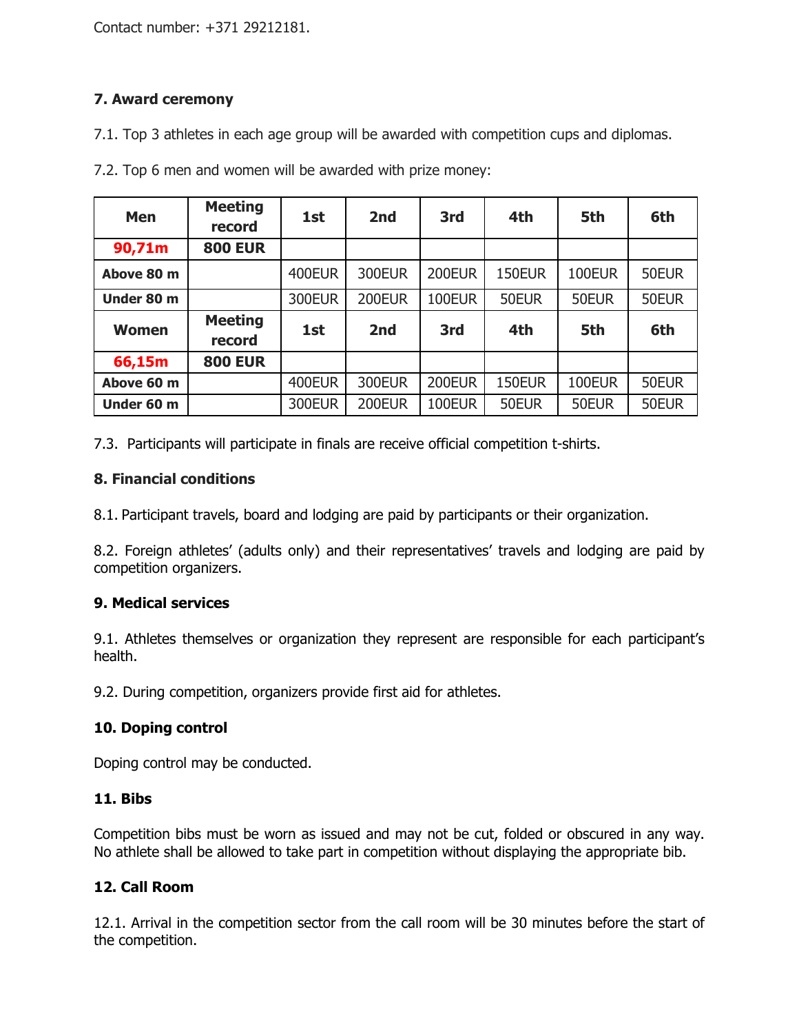Contact number: +371 29212181.

## 7. Award ceremony

7.1. Top 3 athletes in each age group will be awarded with competition cups and diplomas.

7.2. Top 6 men and women will be awarded with prize money:

| Men | Meeting record | 1st | 2nd | 3rd | 4th | 5th | 6th |
|---|---|---|---|---|---|---|---|
| **90,71m** | **800 EUR** | | | | | | |
| **Above 80 m** | | 400EUR | 300EUR | 200EUR | 150EUR | 100EUR | 50EUR |
| **Under 80 m** | | 300EUR | 200EUR | 100EUR | 50EUR | 50EUR | 50EUR |
| **Women** | **Meeting record** | **1st** | **2nd** | **3rd** | **4th** | **5th** | **6th** |
| **66,15m** | **800 EUR** | | | | | | |
| **Above 60 m** | | 400EUR | 300EUR | 200EUR | 150EUR | 100EUR | 50EUR |
| **Under 60 m** | | 300EUR | 200EUR | 100EUR | 50EUR | 50EUR | 50EUR |

7.3. Participants will participate in finals are receive official competition t-shirts.

## 8. Financial conditions

8.1. Participant travels, board and lodging are paid by participants or their organization.

8.2. Foreign athletes' (adults only) and their representatives' travels and lodging are paid by competition organizers.

## 9. Medical services

9.1. Athletes themselves or organization they represent are responsible for each participant's health.

9.2. During competition, organizers provide first aid for athletes.

## 10. Doping control

Doping control may be conducted.

## 11. Bibs

Competition bibs must be worn as issued and may not be cut, folded or obscured in any way. No athlete shall be allowed to take part in competition without displaying the appropriate bib.

## 12. Call Room

12.1. Arrival in the competition sector from the call room will be 30 minutes before the start of the competition.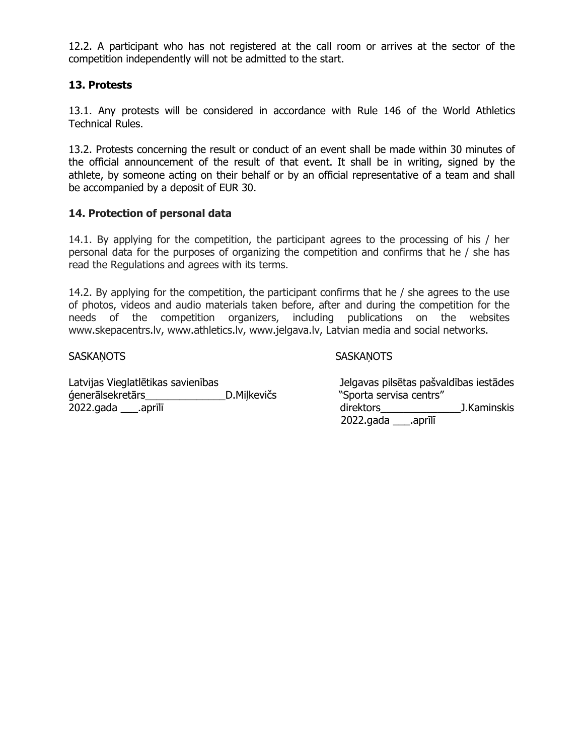12.2. A participant who has not registered at the call room or arrives at the sector of the competition independently will not be admitted to the start.

## 13. Protests

13.1. Any protests will be considered in accordance with Rule 146 of the World Athletics Technical Rules.

13.2. Protests concerning the result or conduct of an event shall be made within 30 minutes of the official announcement of the result of that event. It shall be in writing, signed by the athlete, by someone acting on their behalf or by an official representative of a team and shall be accompanied by a deposit of EUR 30.

## 14. Protection of personal data

14.1. By applying for the competition, the participant agrees to the processing of his / her personal data for the purposes of organizing the competition and confirms that he / she has read the Regulations and agrees with its terms.

14.2. By applying for the competition, the participant confirms that he / she agrees to the use of photos, videos and audio materials taken before, after and during the competition for the needs of the competition organizers, including publications on the websites www.skepacentrs.lv, www.athletics.lv, www.jelgava.lv, Latvian media and social networks.

SASKAŅOTS

Latvijas Vieglatlētikas savienības
ģenerālsekretārs______________D.Miļkevičs
2022.gada ___.aprīlī

SASKAŅOTS

Jelgavas pilsētas pašvaldības iestādes
"Sporta servisa centrs"
direktors______________J.Kaminskis
2022.gada ___.aprīlī